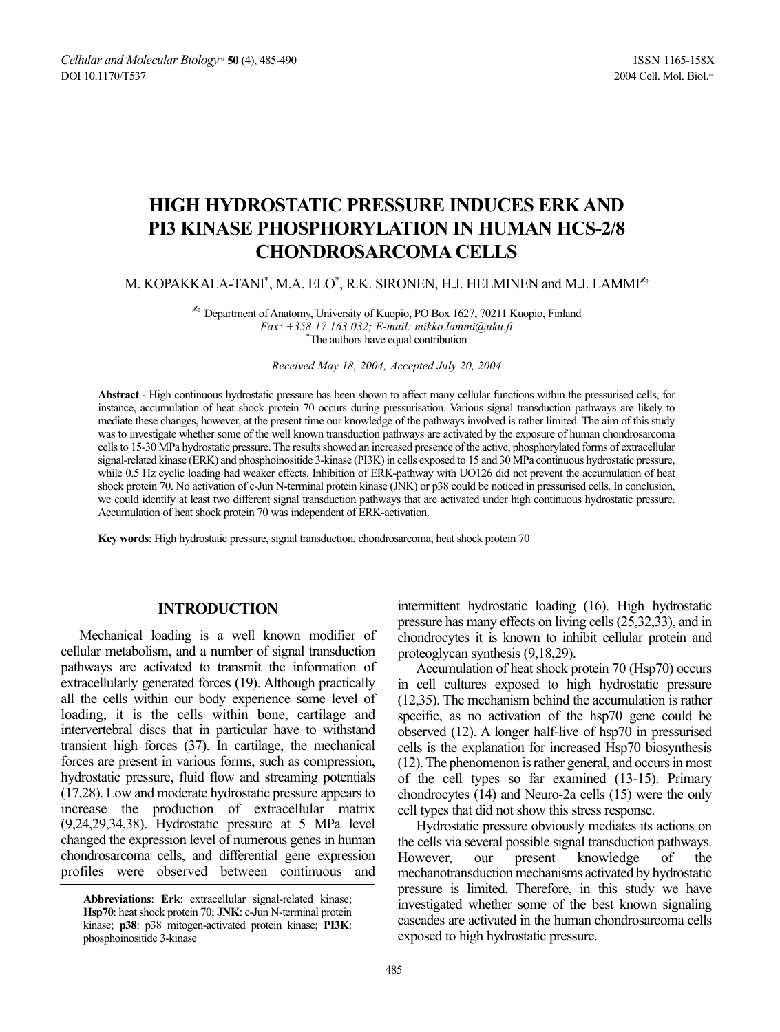# HIGH HYDROSTATIC PRESSURE INDUCES ERK AND PI3 KINASE PHOSPHORYLATION IN HUMAN HCS-2/8 CHONDROSARCOMA CELLS

M. KOPAKKALA-TANI*, M.A. ELO*, R.K. SIRONEN, H.J. HELMINEN and M.J. LAMMI✍

✍ Department of Anatomy, University of Kuopio, PO Box 1627, 70211 Kuopio, Finland
*Fax: +358 17 163 032; E-mail: mikko.lammi@uku.fi*
*The authors have equal contribution

*Received May 18, 2004; Accepted July 20, 2004*

**Abstract** - High continuous hydrostatic pressure has been shown to affect many cellular functions within the pressurised cells, for instance, accumulation of heat shock protein 70 occurs during pressurisation. Various signal transduction pathways are likely to mediate these changes, however, at the present time our knowledge of the pathways involved is rather limited. The aim of this study was to investigate whether some of the well known transduction pathways are activated by the exposure of human chondrosarcoma cells to 15-30 MPa hydrostatic pressure. The results showed an increased presence of the active, phosphorylated forms of extracellular signal-related kinase (ERK) and phosphoinositide 3-kinase (PI3K) in cells exposed to 15 and 30 MPa continuous hydrostatic pressure, while 0.5 Hz cyclic loading had weaker effects. Inhibition of ERK-pathway with UO126 did not prevent the accumulation of heat shock protein 70. No activation of c-Jun N-terminal protein kinase (JNK) or p38 could be noticed in pressurised cells. In conclusion, we could identify at least two different signal transduction pathways that are activated under high continuous hydrostatic pressure. Accumulation of heat shock protein 70 was independent of ERK-activation.

**Key words**: High hydrostatic pressure, signal transduction, chondrosarcoma, heat shock protein 70

## INTRODUCTION

Mechanical loading is a well known modifier of cellular metabolism, and a number of signal transduction pathways are activated to transmit the information of extracellularly generated forces (19). Although practically all the cells within our body experience some level of loading, it is the cells within bone, cartilage and intervertebral discs that in particular have to withstand transient high forces (37). In cartilage, the mechanical forces are present in various forms, such as compression, hydrostatic pressure, fluid flow and streaming potentials (17,28). Low and moderate hydrostatic pressure appears to increase the production of extracellular matrix (9,24,29,34,38). Hydrostatic pressure at 5 MPa level changed the expression level of numerous genes in human chondrosarcoma cells, and differential gene expression profiles were observed between continuous and intermittent hydrostatic loading (16). High hydrostatic pressure has many effects on living cells (25,32,33), and in chondrocytes it is known to inhibit cellular protein and proteoglycan synthesis (9,18,29).

Accumulation of heat shock protein 70 (Hsp70) occurs in cell cultures exposed to high hydrostatic pressure (12,35). The mechanism behind the accumulation is rather specific, as no activation of the hsp70 gene could be observed (12). A longer half-live of hsp70 in pressurised cells is the explanation for increased Hsp70 biosynthesis (12). The phenomenon is rather general, and occurs in most of the cell types so far examined (13-15). Primary chondrocytes (14) and Neuro-2a cells (15) were the only cell types that did not show this stress response.

Hydrostatic pressure obviously mediates its actions on the cells via several possible signal transduction pathways. However, our present knowledge of the mechanotransduction mechanisms activated by hydrostatic pressure is limited. Therefore, in this study we have investigated whether some of the best known signaling cascades are activated in the human chondrosarcoma cells exposed to high hydrostatic pressure.

**Abbreviations**: **Erk**: extracellular signal-related kinase; **Hsp70**: heat shock protein 70; **JNK**: c-Jun N-terminal protein kinase; **p38**: p38 mitogen-activated protein kinase; **PI3K**: phosphoinositide 3-kinase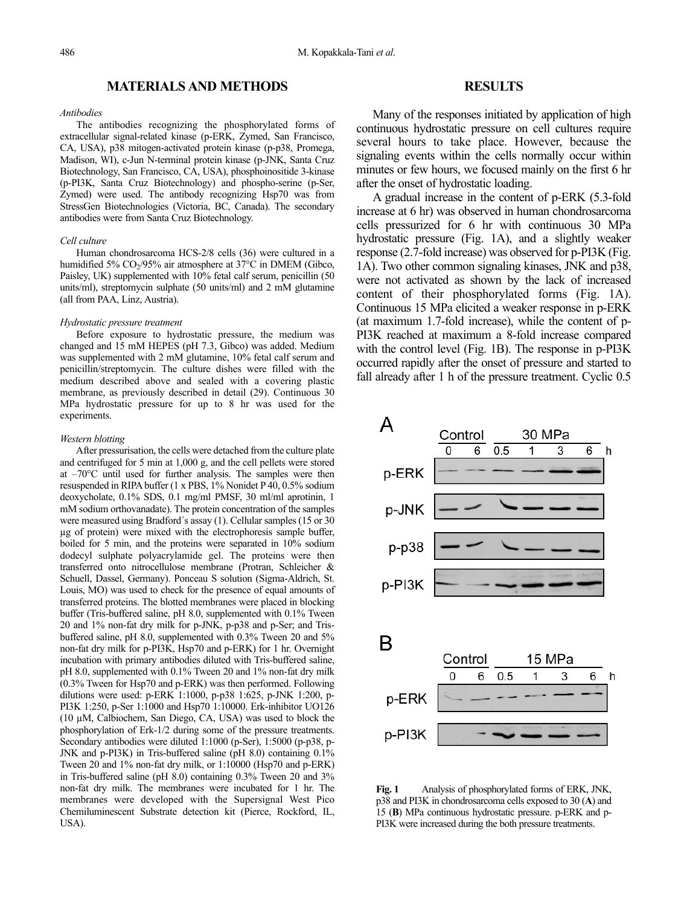## MATERIALS AND METHODS

*Antibodies*

The antibodies recognizing the phosphorylated forms of extracellular signal-related kinase (p-ERK, Zymed, San Francisco, CA, USA), p38 mitogen-activated protein kinase (p-p38, Promega, Madison, WI), c-Jun N-terminal protein kinase (p-JNK, Santa Cruz Biotechnology, San Francisco, CA, USA), phosphoinositide 3-kinase (p-PI3K, Santa Cruz Biotechnology) and phospho-serine (p-Ser, Zymed) were used. The antibody recognizing Hsp70 was from StressGen Biotechnologies (Victoria, BC, Canada). The secondary antibodies were from Santa Cruz Biotechnology.

*Cell culture*

Human chondrosarcoma HCS-2/8 cells (36) were cultured in a humidified 5% $CO_2$/95% air atmosphere at 37°C in DMEM (Gibco, Paisley, UK) supplemented with 10% fetal calf serum, penicillin (50 units/ml), streptomycin sulphate (50 units/ml) and 2 mM glutamine (all from PAA, Linz, Austria).

*Hydrostatic pressure treatment*

Before exposure to hydrostatic pressure, the medium was changed and 15 mM HEPES (pH 7.3, Gibco) was added. Medium was supplemented with 2 mM glutamine, 10% fetal calf serum and penicillin/streptomycin. The culture dishes were filled with the medium described above and sealed with a covering plastic membrane, as previously described in detail (29). Continuous 30 MPa hydrostatic pressure for up to 8 hr was used for the experiments.

*Western blotting*

After pressurisation, the cells were detached from the culture plate and centrifuged for 5 min at 1,000 g, and the cell pellets were stored at –70°C until used for further analysis. The samples were then resuspended in RIPA buffer (1 x PBS, 1% Nonidet P 40, 0.5% sodium deoxycholate, 0.1% SDS, 0.1 mg/ml PMSF, 30 ml/ml aprotinin, 1 mM sodium orthovanadate). The protein concentration of the samples were measured using Bradford´s assay (1). Cellular samples (15 or 30 µg of protein) were mixed with the electrophoresis sample buffer, boiled for 5 min, and the proteins were separated in 10% sodium dodecyl sulphate polyacrylamide gel. The proteins were then transferred onto nitrocellulose membrane (Protran, Schleicher & Schuell, Dassel, Germany). Ponceau S solution (Sigma-Aldrich, St. Louis, MO) was used to check for the presence of equal amounts of transferred proteins. The blotted membranes were placed in blocking buffer (Tris-buffered saline, pH 8.0, supplemented with 0.1% Tween 20 and 1% non-fat dry milk for p-JNK, p-p38 and p-Ser; and Tris-buffered saline, pH 8.0, supplemented with 0.3% Tween 20 and 5% non-fat dry milk for p-PI3K, Hsp70 and p-ERK) for 1 hr. Overnight incubation with primary antibodies diluted with Tris-buffered saline, pH 8.0, supplemented with 0.1% Tween 20 and 1% non-fat dry milk (0.3% Tween for Hsp70 and p-ERK) was then performed. Following dilutions were used: p-ERK 1:1000, p-p38 1:625, p-JNK 1:200, p-PI3K 1:250, p-Ser 1:1000 and Hsp70 1:10000. Erk-inhibitor UO126 (10 µM, Calbiochem, San Diego, CA, USA) was used to block the phosphorylation of Erk-1/2 during some of the pressure treatments. Secondary antibodies were diluted 1:1000 (p-Ser), 1:5000 (p-p38, p-JNK and p-PI3K) in Tris-buffered saline (pH 8.0) containing 0.1% Tween 20 and 1% non-fat dry milk, or 1:10000 (Hsp70 and p-ERK) in Tris-buffered saline (pH 8.0) containing 0.3% Tween 20 and 3% non-fat dry milk. The membranes were incubated for 1 hr. The membranes were developed with the Supersignal West Pico Chemiluminescent Substrate detection kit (Pierce, Rockford, IL, USA).

## RESULTS

Many of the responses initiated by application of high continuous hydrostatic pressure on cell cultures require several hours to take place. However, because the signaling events within the cells normally occur within minutes or few hours, we focused mainly on the first 6 hr after the onset of hydrostatic loading.

A gradual increase in the content of p-ERK (5.3-fold increase at 6 hr) was observed in human chondrosarcoma cells pressurized for 6 hr with continuous 30 MPa hydrostatic pressure (Fig. 1A), and a slightly weaker response (2.7-fold increase) was observed for p-PI3K (Fig. 1A). Two other common signaling kinases, JNK and p38, were not activated as shown by the lack of increased content of their phosphorylated forms (Fig. 1A). Continuous 15 MPa elicited a weaker response in p-ERK (at maximum 1.7-fold increase), while the content of p-PI3K reached at maximum a 8-fold increase compared with the control level (Fig. 1B). The response in p-PI3K occurred rapidly after the onset of pressure and started to fall already after 1 h of the pressure treatment. Cyclic 0.5

**Fig. 1** Analysis of phosphorylated forms of ERK, JNK, p38 and PI3K in chondrosarcoma cells exposed to 30 (**A**) and 15 (**B**) MPa continuous hydrostatic pressure. p-ERK and p-PI3K were increased during the both pressure treatments.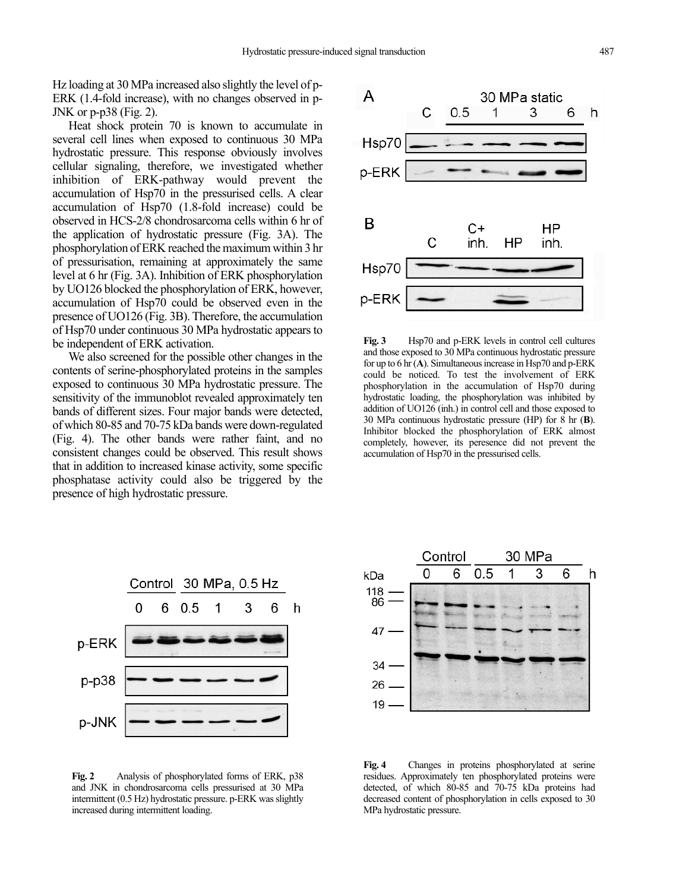Hz loading at 30 MPa increased also slightly the level of p-ERK (1.4-fold increase), with no changes observed in p-JNK or p-p38 (Fig. 2).

Heat shock protein 70 is known to accumulate in several cell lines when exposed to continuous 30 MPa hydrostatic pressure. This response obviously involves cellular signaling, therefore, we investigated whether inhibition of ERK-pathway would prevent the accumulation of Hsp70 in the pressurised cells. A clear accumulation of Hsp70 (1.8-fold increase) could be observed in HCS-2/8 chondrosarcoma cells within 6 hr of the application of hydrostatic pressure (Fig. 3A). The phosphorylation of ERK reached the maximum within 3 hr of pressurisation, remaining at approximately the same level at 6 hr (Fig. 3A). Inhibition of ERK phosphorylation by UO126 blocked the phosphorylation of ERK, however, accumulation of Hsp70 could be observed even in the presence of UO126 (Fig. 3B). Therefore, the accumulation of Hsp70 under continuous 30 MPa hydrostatic appears to be independent of ERK activation.

We also screened for the possible other changes in the contents of serine-phosphorylated proteins in the samples exposed to continuous 30 MPa hydrostatic pressure. The sensitivity of the immunoblot revealed approximately ten bands of different sizes. Four major bands were detected, of which 80-85 and 70-75 kDa bands were down-regulated (Fig. 4). The other bands were rather faint, and no consistent changes could be observed. This result shows that in addition to increased kinase activity, some specific phosphatase activity could also be triggered by the presence of high hydrostatic pressure.

**Fig. 3** Hsp70 and p-ERK levels in control cell cultures and those exposed to 30 MPa continuous hydrostatic pressure for up to 6 hr (**A**). Simultaneous increase in Hsp70 and p-ERK could be noticed. To test the involvement of ERK phosphorylation in the accumulation of Hsp70 during hydrostatic loading, the phosphorylation was inhibited by addition of UO126 (inh.) in control cell and those exposed to 30 MPa continuous hydrostatic pressure (HP) for 8 hr (**B**). Inhibitor blocked the phosphorylation of ERK almost completely, however, its peresence did not prevent the accumulation of Hsp70 in the pressurised cells.

**Fig. 2** Analysis of phosphorylated forms of ERK, p38 and JNK in chondrosarcoma cells pressurised at 30 MPa intermittent (0.5 Hz) hydrostatic pressure. p-ERK was slightly increased during intermittent loading.

**Fig. 4** Changes in proteins phosphorylated at serine residues. Approximately ten phosphorylated proteins were detected, of which 80-85 and 70-75 kDa proteins had decreased content of phosphorylation in cells exposed to 30 MPa hydrostatic pressure.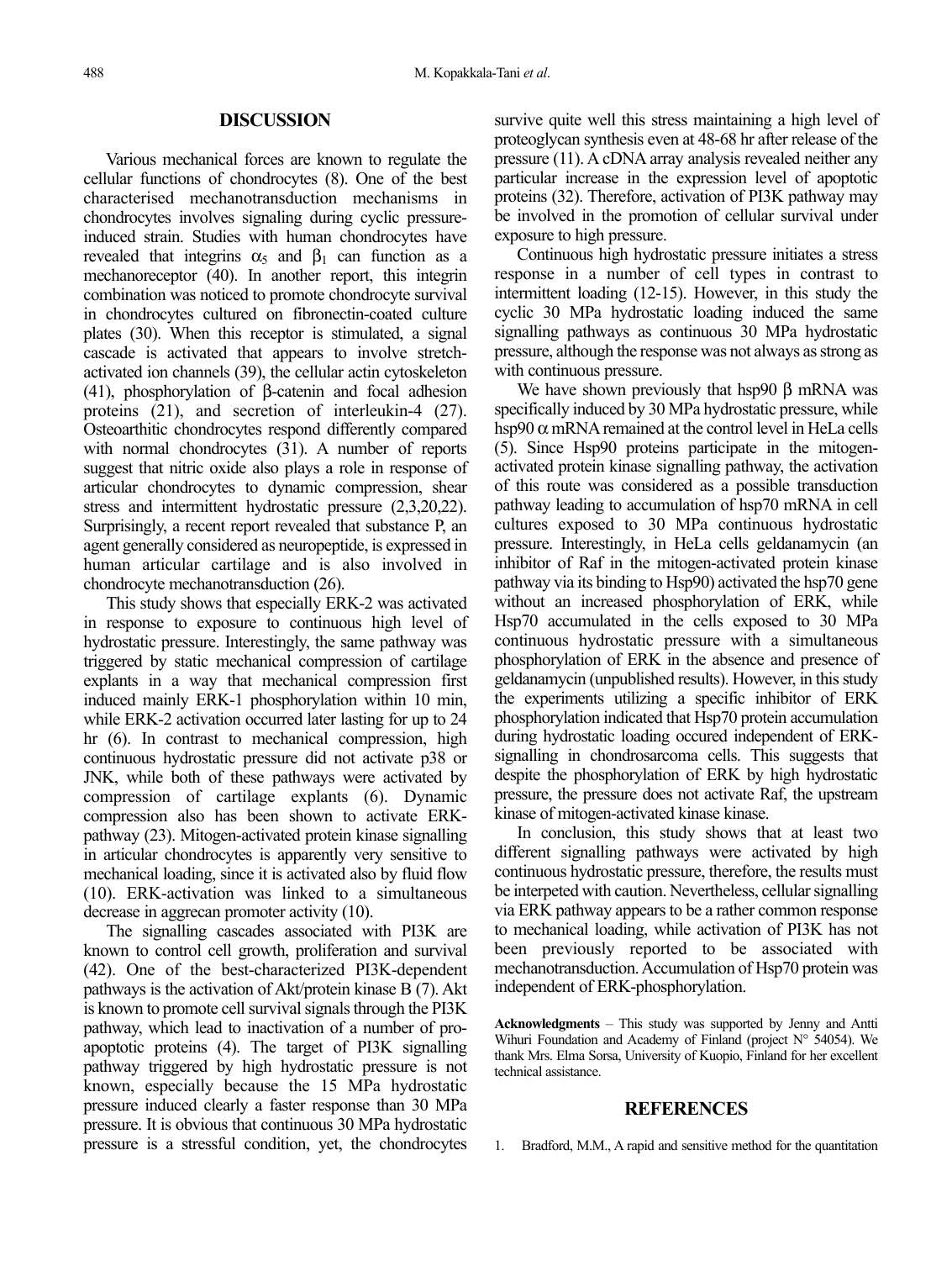## DISCUSSION

Various mechanical forces are known to regulate the cellular functions of chondrocytes (8). One of the best characterised mechanotransduction mechanisms in chondrocytes involves signaling during cyclic pressure-induced strain. Studies with human chondrocytes have revealed that integrins $\alpha_5$ and $\beta_1$ can function as a mechanoreceptor (40). In another report, this integrin combination was noticed to promote chondrocyte survival in chondrocytes cultured on fibronectin-coated culture plates (30). When this receptor is stimulated, a signal cascade is activated that appears to involve stretch-activated ion channels (39), the cellular actin cytoskeleton (41), phosphorylation of β-catenin and focal adhesion proteins (21), and secretion of interleukin-4 (27). Osteoarthitic chondrocytes respond differently compared with normal chondrocytes (31). A number of reports suggest that nitric oxide also plays a role in response of articular chondrocytes to dynamic compression, shear stress and intermittent hydrostatic pressure (2,3,20,22). Surprisingly, a recent report revealed that substance P, an agent generally considered as neuropeptide, is expressed in human articular cartilage and is also involved in chondrocyte mechanotransduction (26).

This study shows that especially ERK-2 was activated in response to exposure to continuous high level of hydrostatic pressure. Interestingly, the same pathway was triggered by static mechanical compression of cartilage explants in a way that mechanical compression first induced mainly ERK-1 phosphorylation within 10 min, while ERK-2 activation occurred later lasting for up to 24 hr (6). In contrast to mechanical compression, high continuous hydrostatic pressure did not activate p38 or JNK, while both of these pathways were activated by compression of cartilage explants (6). Dynamic compression also has been shown to activate ERK-pathway (23). Mitogen-activated protein kinase signalling in articular chondrocytes is apparently very sensitive to mechanical loading, since it is activated also by fluid flow (10). ERK-activation was linked to a simultaneous decrease in aggrecan promoter activity (10).

The signalling cascades associated with PI3K are known to control cell growth, proliferation and survival (42). One of the best-characterized PI3K-dependent pathways is the activation of Akt/protein kinase B (7). Akt is known to promote cell survival signals through the PI3K pathway, which lead to inactivation of a number of pro-apoptotic proteins (4). The target of PI3K signalling pathway triggered by high hydrostatic pressure is not known, especially because the 15 MPa hydrostatic pressure induced clearly a faster response than 30 MPa pressure. It is obvious that continuous 30 MPa hydrostatic pressure is a stressful condition, yet, the chondrocytes survive quite well this stress maintaining a high level of proteoglycan synthesis even at 48-68 hr after release of the pressure (11). A cDNA array analysis revealed neither any particular increase in the expression level of apoptotic proteins (32). Therefore, activation of PI3K pathway may be involved in the promotion of cellular survival under exposure to high pressure.

Continuous high hydrostatic pressure initiates a stress response in a number of cell types in contrast to intermittent loading (12-15). However, in this study the cyclic 30 MPa hydrostatic loading induced the same signalling pathways as continuous 30 MPa hydrostatic pressure, although the response was not always as strong as with continuous pressure.

We have shown previously that hsp90 β mRNA was specifically induced by 30 MPa hydrostatic pressure, while hsp90 α mRNA remained at the control level in HeLa cells (5). Since Hsp90 proteins participate in the mitogen-activated protein kinase signalling pathway, the activation of this route was considered as a possible transduction pathway leading to accumulation of hsp70 mRNA in cell cultures exposed to 30 MPa continuous hydrostatic pressure. Interestingly, in HeLa cells geldanamycin (an inhibitor of Raf in the mitogen-activated protein kinase pathway via its binding to Hsp90) activated the hsp70 gene without an increased phosphorylation of ERK, while Hsp70 accumulated in the cells exposed to 30 MPa continuous hydrostatic pressure with a simultaneous phosphorylation of ERK in the absence and presence of geldanamycin (unpublished results). However, in this study the experiments utilizing a specific inhibitor of ERK phosphorylation indicated that Hsp70 protein accumulation during hydrostatic loading occured independent of ERK-signalling in chondrosarcoma cells. This suggests that despite the phosphorylation of ERK by high hydrostatic pressure, the pressure does not activate Raf, the upstream kinase of mitogen-activated kinase kinase.

In conclusion, this study shows that at least two different signalling pathways were activated by high continuous hydrostatic pressure, therefore, the results must be interpeted with caution. Nevertheless, cellular signalling via ERK pathway appears to be a rather common response to mechanical loading, while activation of PI3K has not been previously reported to be associated with mechanotransduction. Accumulation of Hsp70 protein was independent of ERK-phosphorylation.

**Acknowledgments** – This study was supported by Jenny and Antti Wihuri Foundation and Academy of Finland (project N° 54054). We thank Mrs. Elma Sorsa, University of Kuopio, Finland for her excellent technical assistance.

## REFERENCES

1. Bradford, M.M., A rapid and sensitive method for the quantitation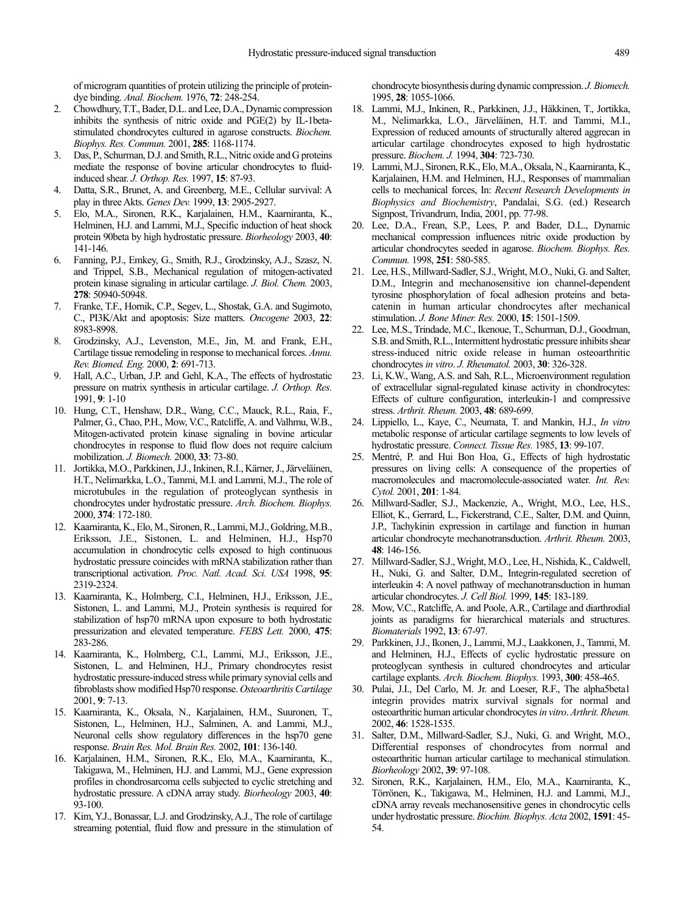of microgram quantities of protein utilizing the principle of protein-dye binding. *Anal. Biochem.* 1976, **72**: 248-254.

2. Chowdhury, T.T., Bader, D.L. and Lee, D.A., Dynamic compression inhibits the synthesis of nitric oxide and PGE(2) by IL-1beta-stimulated chondrocytes cultured in agarose constructs. *Biochem. Biophys. Res. Commun.* 2001, **285**: 1168-1174.
3. Das, P., Schurman, D.J. and Smith, R.L., Nitric oxide and G proteins mediate the response of bovine articular chondrocytes to fluid-induced shear. *J. Orthop. Res.* 1997, **15**: 87-93.
4. Datta, S.R., Brunet, A. and Greenberg, M.E., Cellular survival: A play in three Akts. *Genes Dev.* 1999, **13**: 2905-2927.
5. Elo, M.A., Sironen, R.K., Karjalainen, H.M., Kaarniranta, K., Helminen, H.J. and Lammi, M.J., Specific induction of heat shock protein 90beta by high hydrostatic pressure. *Biorheology* 2003, **40**: 141-146.
6. Fanning, P.J., Emkey, G., Smith, R.J., Grodzinsky, A.J., Szasz, N. and Trippel, S.B., Mechanical regulation of mitogen-activated protein kinase signaling in articular cartilage. *J. Biol. Chem.* 2003, **278**: 50940-50948.
7. Franke, T.F., Hornik, C.P., Segev, L., Shostak, G.A. and Sugimoto, C., PI3K/Akt and apoptosis: Size matters. *Oncogene* 2003, **22**: 8983-8998.
8. Grodzinsky, A.J., Levenston, M.E., Jin, M. and Frank, E.H., Cartilage tissue remodeling in response to mechanical forces. *Annu. Rev. Biomed. Eng.* 2000, **2**: 691-713.
9. Hall, A.C., Urban, J.P. and Gehl, K.A., The effects of hydrostatic pressure on matrix synthesis in articular cartilage. *J. Orthop. Res.* 1991, **9**: 1-10
10. Hung, C.T., Henshaw, D.R., Wang, C.C., Mauck, R.L., Raia, F., Palmer, G., Chao, P.H., Mow, V.C., Ratcliffe, A. and Valhmu, W.B., Mitogen-activated protein kinase signaling in bovine articular chondrocytes in response to fluid flow does not require calcium mobilization. *J. Biomech.* 2000, **33**: 73-80.
11. Jortikka, M.O., Parkkinen, J.J., Inkinen, R.I., Kärner, J., Järveläinen, H.T., Nelimarkka, L.O., Tammi, M.I. and Lammi, M.J., The role of microtubules in the regulation of proteoglycan synthesis in chondrocytes under hydrostatic pressure. *Arch. Biochem. Biophys.* 2000, **374**: 172-180.
12. Kaarniranta, K., Elo, M., Sironen, R., Lammi, M.J., Goldring, M.B., Eriksson, J.E., Sistonen, L. and Helminen, H.J., Hsp70 accumulation in chondrocytic cells exposed to high continuous hydrostatic pressure coincides with mRNA stabilization rather than transcriptional activation. *Proc. Natl. Acad. Sci. USA* 1998, **95**: 2319-2324.
13. Kaarniranta, K., Holmberg, C.I., Helminen, H.J., Eriksson, J.E., Sistonen, L. and Lammi, M.J., Protein synthesis is required for stabilization of hsp70 mRNA upon exposure to both hydrostatic pressurization and elevated temperature. *FEBS Lett.* 2000, **475**: 283-286.
14. Kaarniranta, K., Holmberg, C.I., Lammi, M.J., Eriksson, J.E., Sistonen, L. and Helminen, H.J., Primary chondrocytes resist hydrostatic pressure-induced stress while primary synovial cells and fibroblasts show modified Hsp70 response. *Osteoarthritis Cartilage* 2001, **9**: 7-13.
15. Kaarniranta, K., Oksala, N., Karjalainen, H.M., Suuronen, T., Sistonen, L., Helminen, H.J., Salminen, A. and Lammi, M.J., Neuronal cells show regulatory differences in the hsp70 gene response. *Brain Res. Mol. Brain Res.* 2002, **101**: 136-140.
16. Karjalainen, H.M., Sironen, R.K., Elo, M.A., Kaarniranta, K., Takigawa, M., Helminen, H.J. and Lammi, M.J., Gene expression profiles in chondrosarcoma cells subjected to cyclic stretching and hydrostatic pressure. A cDNA array study. *Biorheology* 2003, **40**: 93-100.
17. Kim, Y.J., Bonassar, L.J. and Grodzinsky, A.J., The role of cartilage streaming potential, fluid flow and pressure in the stimulation of chondrocyte biosynthesis during dynamic compression. *J. Biomech.* 1995, **28**: 1055-1066.
18. Lammi, M.J., Inkinen, R., Parkkinen, J.J., Häkkinen, T., Jortikka, M., Nelimarkka, L.O., Järveläinen, H.T. and Tammi, M.I., Expression of reduced amounts of structurally altered aggrecan in articular cartilage chondrocytes exposed to high hydrostatic pressure. *Biochem. J.* 1994, **304**: 723-730.
19. Lammi, M.J., Sironen, R.K., Elo, M.A., Oksala, N., Kaarniranta, K., Karjalainen, H.M. and Helminen, H.J., Responses of mammalian cells to mechanical forces, In: *Recent Research Developments in Biophysics and Biochemistry*, Pandalai, S.G. (ed.) Research Signpost, Trivandrum, India, 2001, pp. 77-98.
20. Lee, D.A., Frean, S.P., Lees, P. and Bader, D.L., Dynamic mechanical compression influences nitric oxide production by articular chondrocytes seeded in agarose. *Biochem. Biophys. Res. Commun.* 1998, **251**: 580-585.
21. Lee, H.S., Millward-Sadler, S.J., Wright, M.O., Nuki, G. and Salter, D.M., Integrin and mechanosensitive ion channel-dependent tyrosine phosphorylation of focal adhesion proteins and beta-catenin in human articular chondrocytes after mechanical stimulation. *J. Bone Miner. Res.* 2000, **15**: 1501-1509.
22. Lee, M.S., Trindade, M.C., Ikenoue, T., Schurman, D.J., Goodman, S.B. and Smith, R.L., Intermittent hydrostatic pressure inhibits shear stress-induced nitric oxide release in human osteoarthritic chondrocytes *in vitro*. *J. Rheumatol.* 2003, **30**: 326-328.
23. Li, K.W., Wang, A.S. and Sah, R.L., Microenvironment regulation of extracellular signal-regulated kinase activity in chondrocytes: Effects of culture configuration, interleukin-1 and compressive stress. *Arthrit. Rheum.* 2003, **48**: 689-699.
24. Lippiello, L., Kaye, C., Neumata, T. and Mankin, H.J., *In vitro* metabolic response of articular cartilage segments to low levels of hydrostatic pressure. *Connect. Tissue Res.* 1985, **13**: 99-107.
25. Mentré, P. and Hui Bon Hoa, G., Effects of high hydrostatic pressures on living cells: A consequence of the properties of macromolecules and macromolecule-associated water. *Int. Rev. Cytol.* 2001, **201**: 1-84.
26. Millward-Sadler, S.J., Mackenzie, A., Wright, M.O., Lee, H.S., Elliot, K., Gerrard, L., Fickerstrand, C.E., Salter, D.M. and Quinn, J.P., Tachykinin expression in cartilage and function in human articular chondrocyte mechanotransduction. *Arthrit. Rheum.* 2003, **48**: 146-156.
27. Millward-Sadler, S.J., Wright, M.O., Lee, H., Nishida, K., Caldwell, H., Nuki, G. and Salter, D.M., Integrin-regulated secretion of interleukin 4: A novel pathway of mechanotransduction in human articular chondrocytes. *J. Cell Biol.* 1999, **145**: 183-189.
28. Mow, V.C., Ratcliffe, A. and Poole, A.R., Cartilage and diarthrodial joints as paradigms for hierarchical materials and structures. *Biomaterials* 1992, **13**: 67-97.
29. Parkkinen, J.J., Ikonen, J., Lammi, M.J., Laakkonen, J., Tammi, M. and Helminen, H.J., Effects of cyclic hydrostatic pressure on proteoglycan synthesis in cultured chondrocytes and articular cartilage explants. *Arch. Biochem. Biophys.* 1993, **300**: 458-465.
30. Pulai, J.I., Del Carlo, M. Jr. and Loeser, R.F., The alpha5beta1 integrin provides matrix survival signals for normal and osteoarthritic human articular chondrocytes *in vitro*. *Arthrit. Rheum.* 2002, **46**: 1528-1535.
31. Salter, D.M., Millward-Sadler, S.J., Nuki, G. and Wright, M.O., Differential responses of chondrocytes from normal and osteoarthritic human articular cartilage to mechanical stimulation. *Biorheology* 2002, **39**: 97-108.
32. Sironen, R.K., Karjalainen, H.M., Elo, M.A., Kaarniranta, K., Törrönen, K., Takigawa, M., Helminen, H.J. and Lammi, M.J., cDNA array reveals mechanosensitive genes in chondrocytic cells under hydrostatic pressure. *Biochim. Biophys. Acta* 2002, **1591**: 45-54.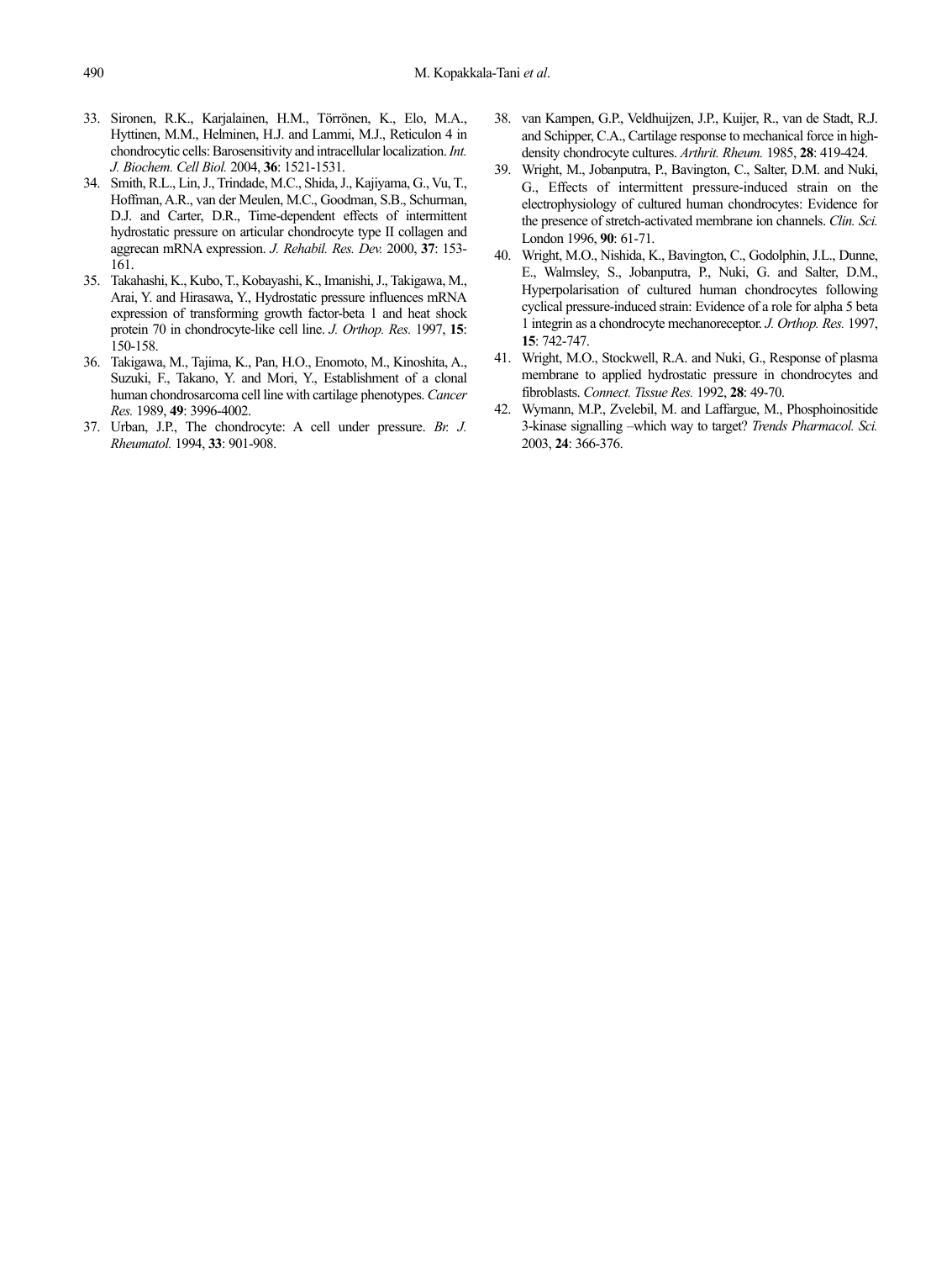33. Sironen, R.K., Karjalainen, H.M., Törrönen, K., Elo, M.A., Hyttinen, M.M., Helminen, H.J. and Lammi, M.J., Reticulon 4 in chondrocytic cells: Barosensitivity and intracellular localization. *Int. J. Biochem. Cell Biol.* 2004, **36**: 1521-1531.
34. Smith, R.L., Lin, J., Trindade, M.C., Shida, J., Kajiyama, G., Vu, T., Hoffman, A.R., van der Meulen, M.C., Goodman, S.B., Schurman, D.J. and Carter, D.R., Time-dependent effects of intermittent hydrostatic pressure on articular chondrocyte type II collagen and aggrecan mRNA expression. *J. Rehabil. Res. Dev.* 2000, **37**: 153-161.
35. Takahashi, K., Kubo, T., Kobayashi, K., Imanishi, J., Takigawa, M., Arai, Y. and Hirasawa, Y., Hydrostatic pressure influences mRNA expression of transforming growth factor-beta 1 and heat shock protein 70 in chondrocyte-like cell line. *J. Orthop. Res.* 1997, **15**: 150-158.
36. Takigawa, M., Tajima, K., Pan, H.O., Enomoto, M., Kinoshita, A., Suzuki, F., Takano, Y. and Mori, Y., Establishment of a clonal human chondrosarcoma cell line with cartilage phenotypes. *Cancer Res.* 1989, **49**: 3996-4002.
37. Urban, J.P., The chondrocyte: A cell under pressure. *Br. J. Rheumatol.* 1994, **33**: 901-908.
38. van Kampen, G.P., Veldhuijzen, J.P., Kuijer, R., van de Stadt, R.J. and Schipper, C.A., Cartilage response to mechanical force in high-density chondrocyte cultures. *Arthrit. Rheum.* 1985, **28**: 419-424.
39. Wright, M., Jobanputra, P., Bavington, C., Salter, D.M. and Nuki, G., Effects of intermittent pressure-induced strain on the electrophysiology of cultured human chondrocytes: Evidence for the presence of stretch-activated membrane ion channels. *Clin. Sci.* London 1996, **90**: 61-71.
40. Wright, M.O., Nishida, K., Bavington, C., Godolphin, J.L., Dunne, E., Walmsley, S., Jobanputra, P., Nuki, G. and Salter, D.M., Hyperpolarisation of cultured human chondrocytes following cyclical pressure-induced strain: Evidence of a role for alpha 5 beta 1 integrin as a chondrocyte mechanoreceptor. *J. Orthop. Res.* 1997, **15**: 742-747.
41. Wright, M.O., Stockwell, R.A. and Nuki, G., Response of plasma membrane to applied hydrostatic pressure in chondrocytes and fibroblasts. *Connect. Tissue Res.* 1992, **28**: 49-70.
42. Wymann, M.P., Zvelebil, M. and Laffargue, M., Phosphoinositide 3-kinase signalling –which way to target? *Trends Pharmacol. Sci.* 2003, **24**: 366-376.